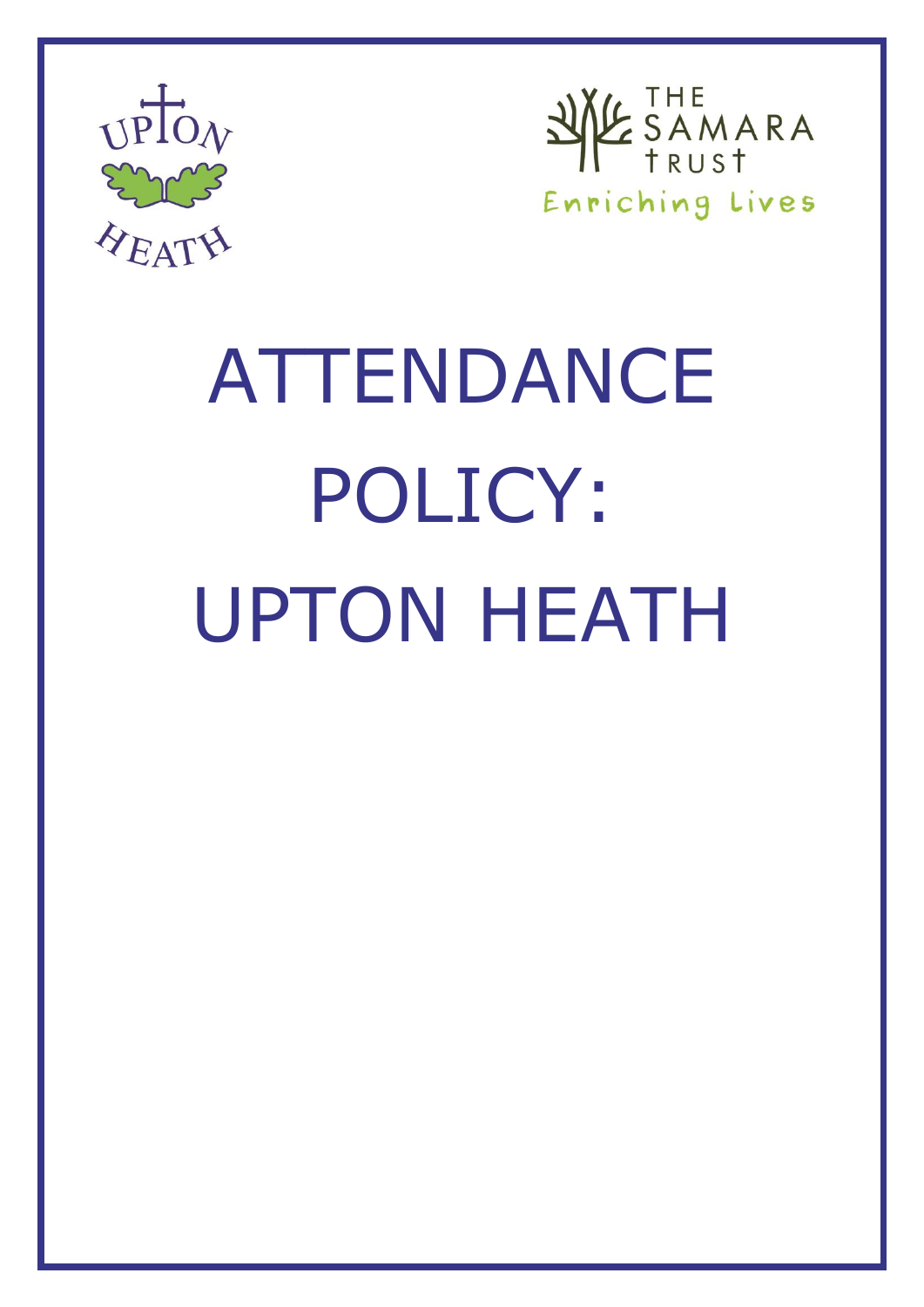# ATTENDANCE POLICY: UPTON HEATH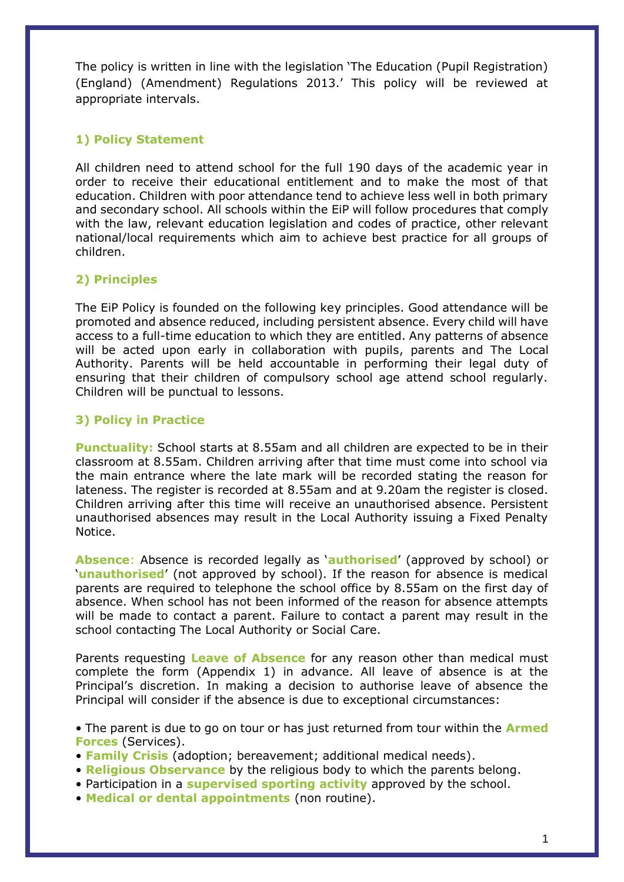The policy is written in line with the legislation 'The Education (Pupil Registration) (England) (Amendment) Regulations 2013.' This policy will be reviewed at appropriate intervals.

## 1) Policy Statement

All children need to attend school for the full 190 days of the academic year in order to receive their educational entitlement and to make the most of that education. Children with poor attendance tend to achieve less well in both primary and secondary school. All schools within the EiP will follow procedures that comply with the law, relevant education legislation and codes of practice, other relevant national/local requirements which aim to achieve best practice for all groups of children.

## 2) Principles

The EiP Policy is founded on the following key principles. Good attendance will be promoted and absence reduced, including persistent absence. Every child will have access to a full-time education to which they are entitled. Any patterns of absence will be acted upon early in collaboration with pupils, parents and The Local Authority. Parents will be held accountable in performing their legal duty of ensuring that their children of compulsory school age attend school regularly. Children will be punctual to lessons.

## 3) Policy in Practice

**Punctuality:** School starts at 8.55am and all children are expected to be in their classroom at 8.55am. Children arriving after that time must come into school via the main entrance where the late mark will be recorded stating the reason for lateness. The register is recorded at 8.55am and at 9.20am the register is closed. Children arriving after this time will receive an unauthorised absence. Persistent unauthorised absences may result in the Local Authority issuing a Fixed Penalty Notice.

**Absence**: Absence is recorded legally as '**authorised**' (approved by school) or '**unauthorised**' (not approved by school). If the reason for absence is medical parents are required to telephone the school office by 8.55am on the first day of absence. When school has not been informed of the reason for absence attempts will be made to contact a parent. Failure to contact a parent may result in the school contacting The Local Authority or Social Care.

Parents requesting **Leave of Absence** for any reason other than medical must complete the form (Appendix 1) in advance. All leave of absence is at the Principal's discretion. In making a decision to authorise leave of absence the Principal will consider if the absence is due to exceptional circumstances:

- The parent is due to go on tour or has just returned from tour within the **Armed Forces** (Services).
- **Family Crisis** (adoption; bereavement; additional medical needs).
- **Religious Observance** by the religious body to which the parents belong.
- Participation in a **supervised sporting activity** approved by the school.
- **Medical or dental appointments** (non routine).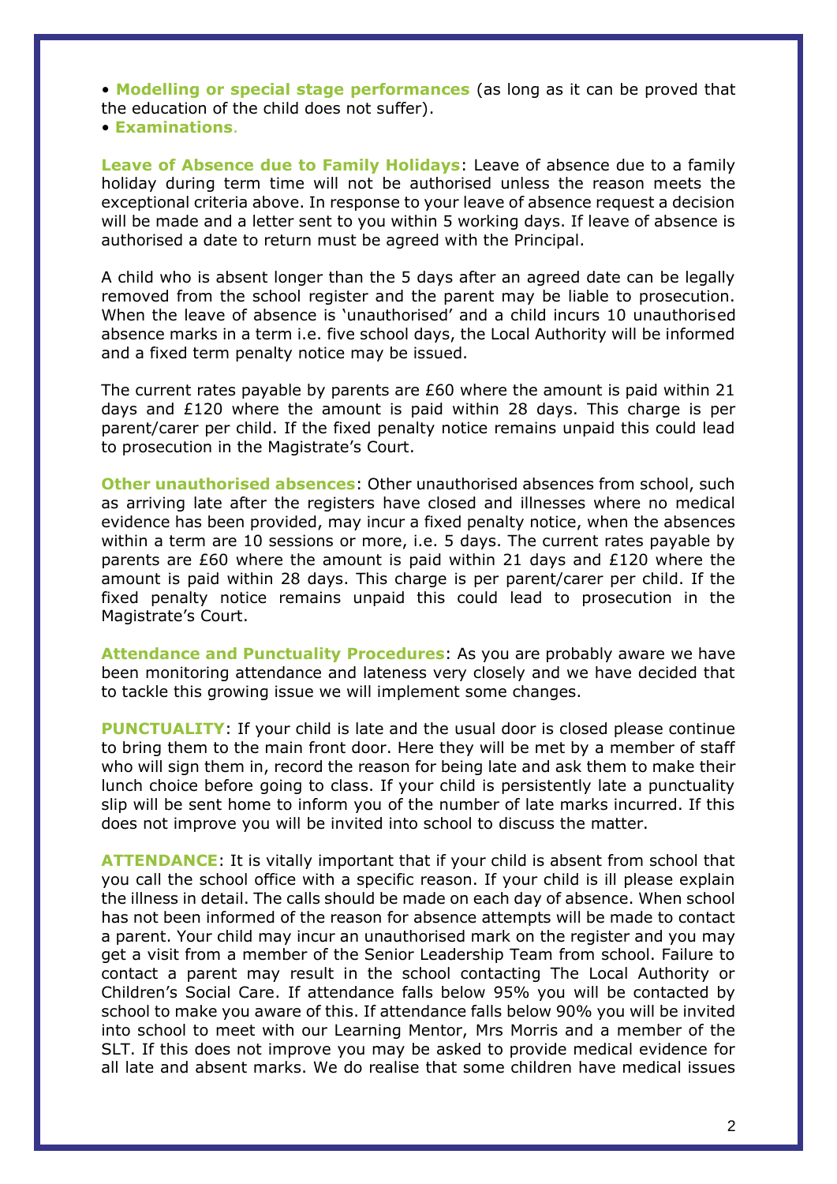- **Modelling or special stage performances** (as long as it can be proved that the education of the child does not suffer).
- **Examinations**.

**Leave of Absence due to Family Holidays**: Leave of absence due to a family holiday during term time will not be authorised unless the reason meets the exceptional criteria above. In response to your leave of absence request a decision will be made and a letter sent to you within 5 working days. If leave of absence is authorised a date to return must be agreed with the Principal.

A child who is absent longer than the 5 days after an agreed date can be legally removed from the school register and the parent may be liable to prosecution. When the leave of absence is 'unauthorised' and a child incurs 10 unauthorised absence marks in a term i.e. five school days, the Local Authority will be informed and a fixed term penalty notice may be issued.

The current rates payable by parents are £60 where the amount is paid within 21 days and £120 where the amount is paid within 28 days. This charge is per parent/carer per child. If the fixed penalty notice remains unpaid this could lead to prosecution in the Magistrate's Court.

**Other unauthorised absences**: Other unauthorised absences from school, such as arriving late after the registers have closed and illnesses where no medical evidence has been provided, may incur a fixed penalty notice, when the absences within a term are 10 sessions or more, i.e. 5 days. The current rates payable by parents are £60 where the amount is paid within 21 days and £120 where the amount is paid within 28 days. This charge is per parent/carer per child. If the fixed penalty notice remains unpaid this could lead to prosecution in the Magistrate's Court.

**Attendance and Punctuality Procedures**: As you are probably aware we have been monitoring attendance and lateness very closely and we have decided that to tackle this growing issue we will implement some changes.

**PUNCTUALITY**: If your child is late and the usual door is closed please continue to bring them to the main front door. Here they will be met by a member of staff who will sign them in, record the reason for being late and ask them to make their lunch choice before going to class. If your child is persistently late a punctuality slip will be sent home to inform you of the number of late marks incurred. If this does not improve you will be invited into school to discuss the matter.

**ATTENDANCE**: It is vitally important that if your child is absent from school that you call the school office with a specific reason. If your child is ill please explain the illness in detail. The calls should be made on each day of absence. When school has not been informed of the reason for absence attempts will be made to contact a parent. Your child may incur an unauthorised mark on the register and you may get a visit from a member of the Senior Leadership Team from school. Failure to contact a parent may result in the school contacting The Local Authority or Children's Social Care. If attendance falls below 95% you will be contacted by school to make you aware of this. If attendance falls below 90% you will be invited into school to meet with our Learning Mentor, Mrs Morris and a member of the SLT. If this does not improve you may be asked to provide medical evidence for all late and absent marks. We do realise that some children have medical issues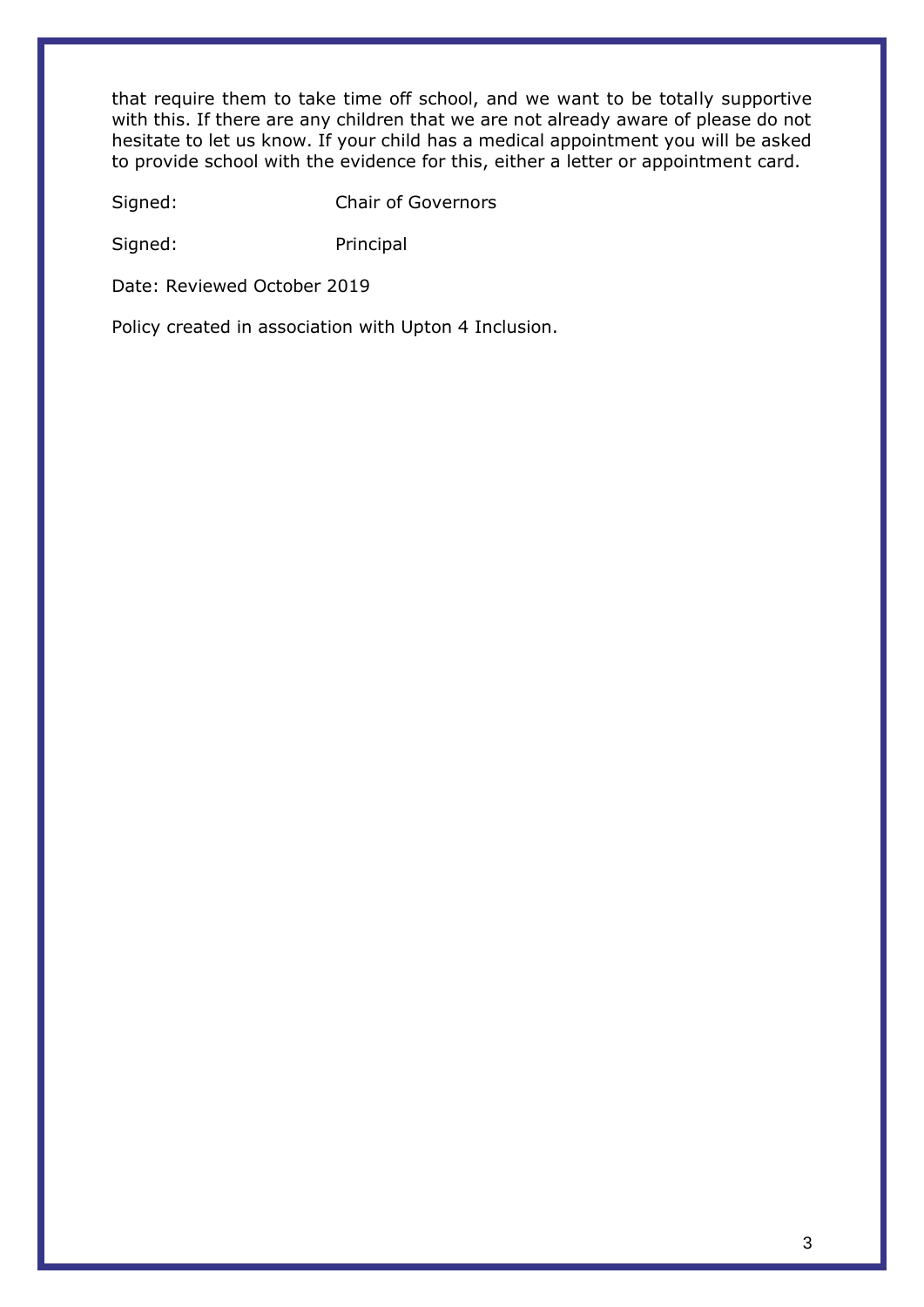that require them to take time off school, and we want to be totally supportive with this. If there are any children that we are not already aware of please do not hesitate to let us know. If your child has a medical appointment you will be asked to provide school with the evidence for this, either a letter or appointment card.

Signed: Chair of Governors

Signed: Principal

Date: Reviewed October 2019

Policy created in association with Upton 4 Inclusion.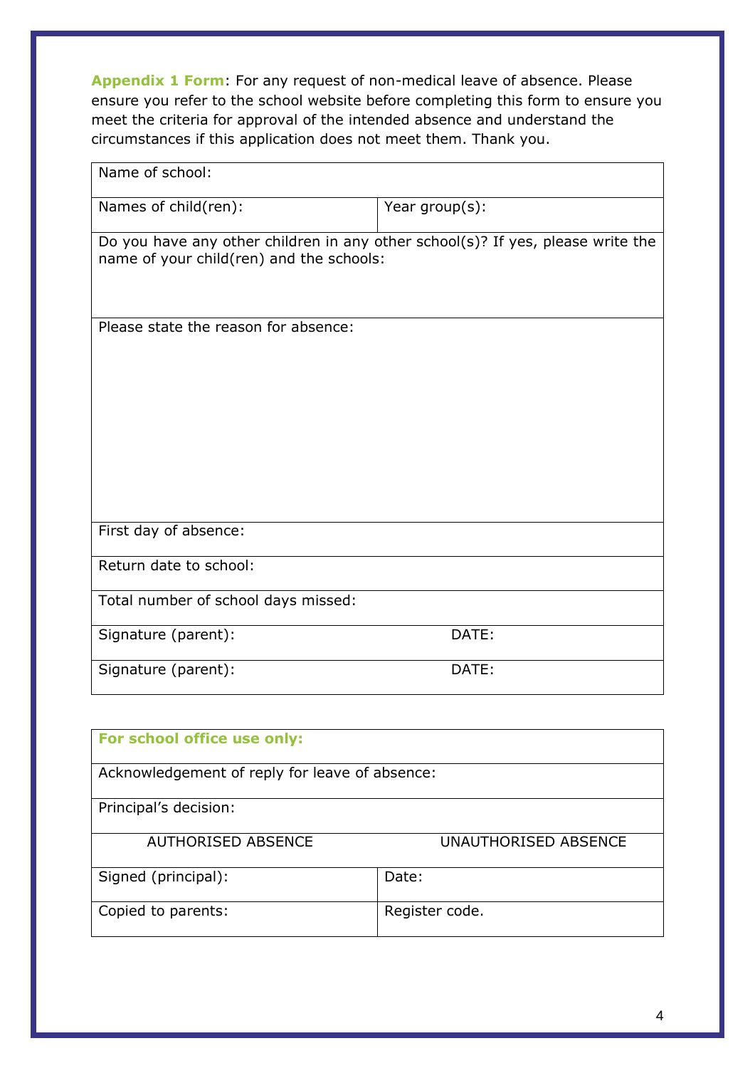**Appendix 1 Form**: For any request of non-medical leave of absence. Please ensure you refer to the school website before completing this form to ensure you meet the criteria for approval of the intended absence and understand the circumstances if this application does not meet them. Thank you.

| Name of school: | |
|---|---|
| Names of child(ren): | Year group(s): |
| Do you have any other children in any other school(s)? If yes, please write the name of your child(ren) and the schools: | |
| Please state the reason for absence: | |
| First day of absence: | |
| Return date to school: | |
| Total number of school days missed: | |
| Signature (parent): | DATE: |
| Signature (parent): | DATE: |

| **For school office use only:** | |
|---|---|
| Acknowledgement of reply for leave of absence: | |
| Principal's decision: | |
| AUTHORISED ABSENCE | UNAUTHORISED ABSENCE |
| Signed (principal): | Date: |
| Copied to parents: | Register code. |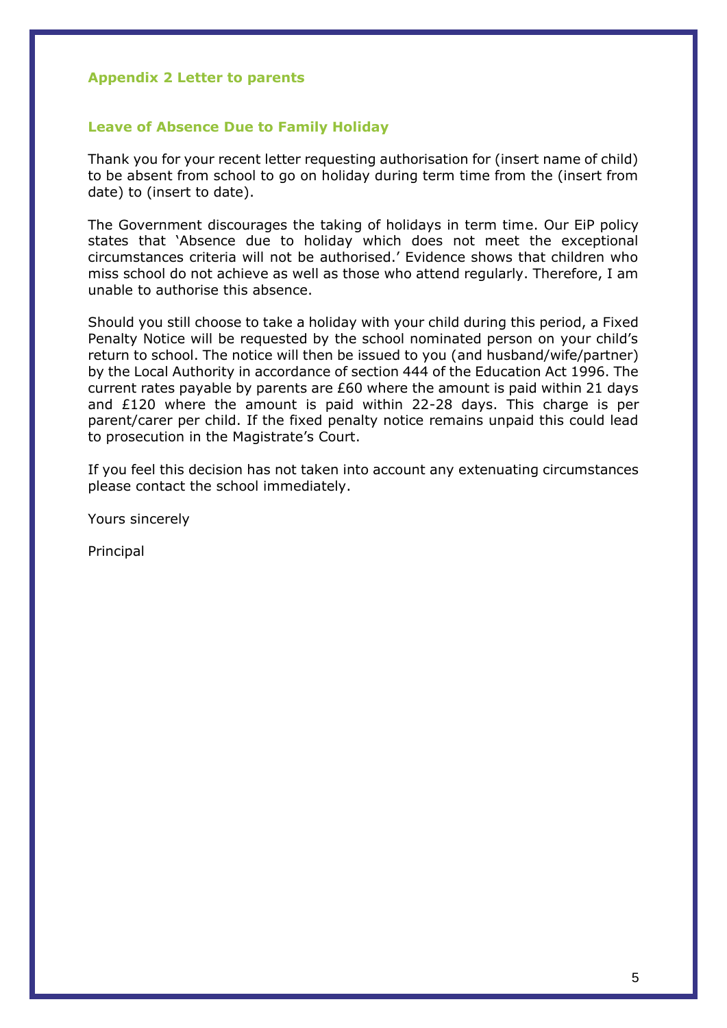## Appendix 2 Letter to parents

### Leave of Absence Due to Family Holiday

Thank you for your recent letter requesting authorisation for (insert name of child) to be absent from school to go on holiday during term time from the (insert from date) to (insert to date).

The Government discourages the taking of holidays in term time. Our EiP policy states that 'Absence due to holiday which does not meet the exceptional circumstances criteria will not be authorised.' Evidence shows that children who miss school do not achieve as well as those who attend regularly. Therefore, I am unable to authorise this absence.

Should you still choose to take a holiday with your child during this period, a Fixed Penalty Notice will be requested by the school nominated person on your child's return to school. The notice will then be issued to you (and husband/wife/partner) by the Local Authority in accordance of section 444 of the Education Act 1996. The current rates payable by parents are £60 where the amount is paid within 21 days and £120 where the amount is paid within 22-28 days. This charge is per parent/carer per child. If the fixed penalty notice remains unpaid this could lead to prosecution in the Magistrate's Court.

If you feel this decision has not taken into account any extenuating circumstances please contact the school immediately.

Yours sincerely

Principal